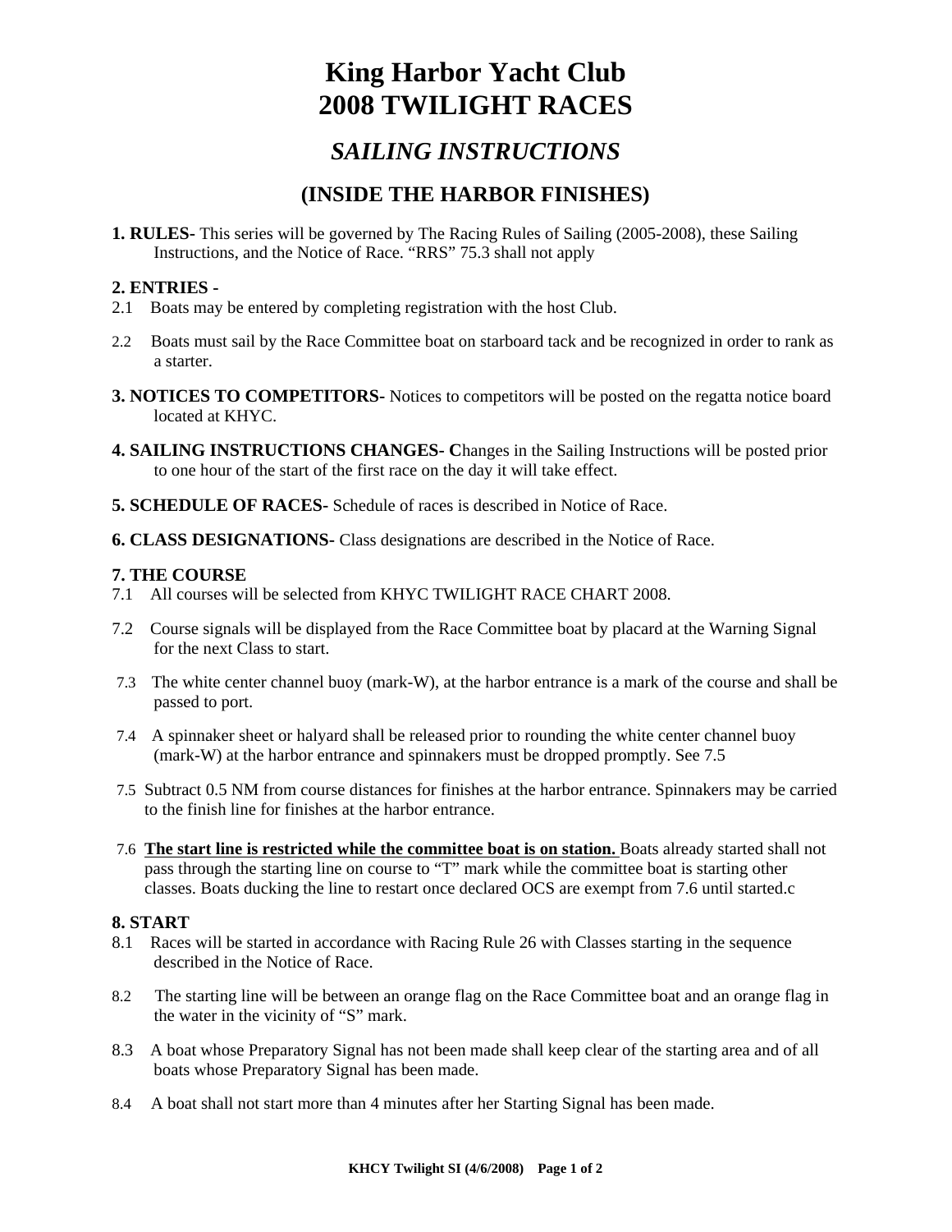# King Harbor Yacht Club
# 2008 TWILIGHT RACES

## *SAILING INSTRUCTIONS*

## (INSIDE THE HARBOR FINISHES)

**1. RULES-** This series will be governed by The Racing Rules of Sailing (2005-2008), these Sailing Instructions, and the Notice of Race. "RRS" 75.3 shall not apply

**2. ENTRIES -**

2.1 Boats may be entered by completing registration with the host Club.

2.2 Boats must sail by the Race Committee boat on starboard tack and be recognized in order to rank as a starter.

**3. NOTICES TO COMPETITORS-** Notices to competitors will be posted on the regatta notice board located at KHYC.

**4. SAILING INSTRUCTIONS CHANGES- C**hanges in the Sailing Instructions will be posted prior to one hour of the start of the first race on the day it will take effect.

**5. SCHEDULE OF RACES-** Schedule of races is described in Notice of Race.

**6. CLASS DESIGNATIONS-** Class designations are described in the Notice of Race.

**7. THE COURSE**

7.1 All courses will be selected from KHYC TWILIGHT RACE CHART 2008.

7.2 Course signals will be displayed from the Race Committee boat by placard at the Warning Signal for the next Class to start.

7.3 The white center channel buoy (mark-W), at the harbor entrance is a mark of the course and shall be passed to port.

7.4 A spinnaker sheet or halyard shall be released prior to rounding the white center channel buoy (mark-W) at the harbor entrance and spinnakers must be dropped promptly. See 7.5

7.5 Subtract 0.5 NM from course distances for finishes at the harbor entrance. Spinnakers may be carried to the finish line for finishes at the harbor entrance.

7.6 **<u>The start line is restricted while the committee boat is on station.</u>** Boats already started shall not pass through the starting line on course to "T" mark while the committee boat is starting other classes. Boats ducking the line to restart once declared OCS are exempt from 7.6 until started.c

**8. START**

8.1 Races will be started in accordance with Racing Rule 26 with Classes starting in the sequence described in the Notice of Race.

8.2 The starting line will be between an orange flag on the Race Committee boat and an orange flag in the water in the vicinity of "S" mark.

8.3 A boat whose Preparatory Signal has not been made shall keep clear of the starting area and of all boats whose Preparatory Signal has been made.

8.4 A boat shall not start more than 4 minutes after her Starting Signal has been made.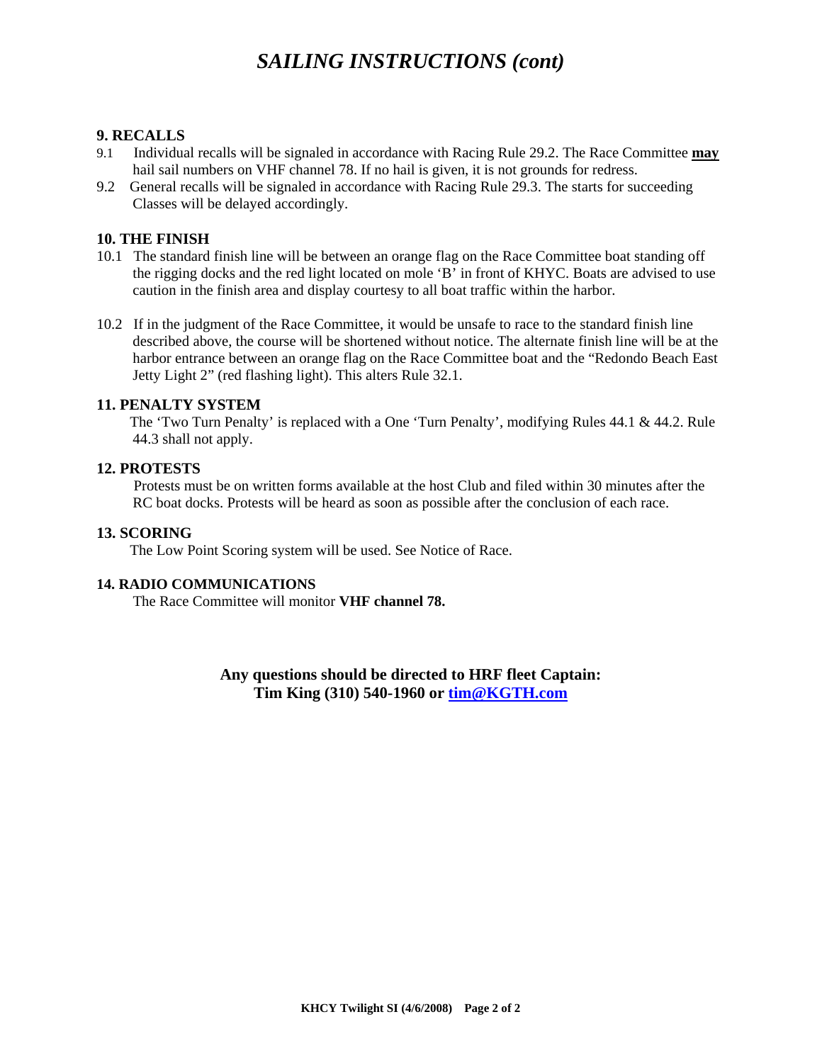# *SAILING INSTRUCTIONS (cont)*

**9. RECALLS**

9.1 Individual recalls will be signaled in accordance with Racing Rule 29.2. The Race Committee **may** hail sail numbers on VHF channel 78. If no hail is given, it is not grounds for redress.

9.2 General recalls will be signaled in accordance with Racing Rule 29.3. The starts for succeeding Classes will be delayed accordingly.

**10. THE FINISH**

10.1 The standard finish line will be between an orange flag on the Race Committee boat standing off the rigging docks and the red light located on mole 'B' in front of KHYC. Boats are advised to use caution in the finish area and display courtesy to all boat traffic within the harbor.

10.2 If in the judgment of the Race Committee, it would be unsafe to race to the standard finish line described above, the course will be shortened without notice. The alternate finish line will be at the harbor entrance between an orange flag on the Race Committee boat and the "Redondo Beach East Jetty Light 2" (red flashing light). This alters Rule 32.1.

**11. PENALTY SYSTEM**

The 'Two Turn Penalty' is replaced with a One 'Turn Penalty', modifying Rules 44.1 & 44.2. Rule 44.3 shall not apply.

**12. PROTESTS**

Protests must be on written forms available at the host Club and filed within 30 minutes after the RC boat docks. Protests will be heard as soon as possible after the conclusion of each race.

**13. SCORING**

The Low Point Scoring system will be used. See Notice of Race.

**14. RADIO COMMUNICATIONS**

The Race Committee will monitor **VHF channel 78.**

**Any questions should be directed to HRF fleet Captain:**
**Tim King (310) 540-1960 or [tim@KGTH.com](mailto:tim@KGTH.com)**